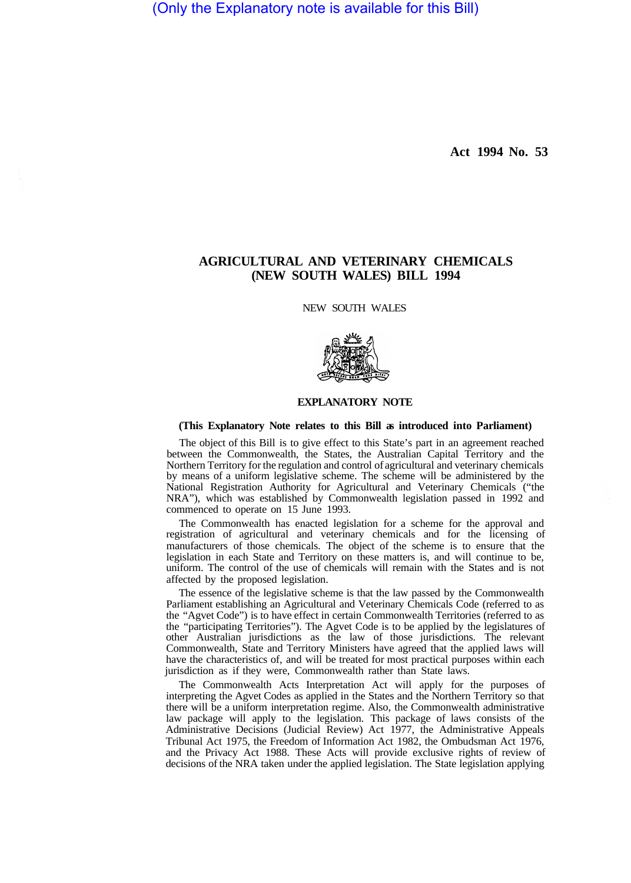(Only the Explanatory note is available for this Bill)

Act 1994 No. 53

# AGRICULTURAL AND VETERINARY CHEMICALS (NEW SOUTH WALES) BILL 1994

NEW SOUTH WALES

## EXPLANATORY NOTE

**(This Explanatory Note relates to this Bill as introduced into Parliament)**

The object of this Bill is to give effect to this State's part in an agreement reached between the Commonwealth, the States, the Australian Capital Territory and the Northern Territory for the regulation and control of agricultural and veterinary chemicals by means of a uniform legislative scheme. The scheme will be administered by the National Registration Authority for Agricultural and Veterinary Chemicals ("the NRA"), which was established by Commonwealth legislation passed in 1992 and commenced to operate on 15 June 1993.

The Commonwealth has enacted legislation for a scheme for the approval and registration of agricultural and veterinary chemicals and for the licensing of manufacturers of those chemicals. The object of the scheme is to ensure that the legislation in each State and Territory on these matters is, and will continue to be, uniform. The control of the use of chemicals will remain with the States and is not affected by the proposed legislation.

The essence of the legislative scheme is that the law passed by the Commonwealth Parliament establishing an Agricultural and Veterinary Chemicals Code (referred to as the "Agvet Code") is to have effect in certain Commonwealth Territories (referred to as the "participating Territories"). The Agvet Code is to be applied by the legislatures of other Australian jurisdictions as the law of those jurisdictions. The relevant Commonwealth, State and Territory Ministers have agreed that the applied laws will have the characteristics of, and will be treated for most practical purposes within each jurisdiction as if they were, Commonwealth rather than State laws.

The Commonwealth Acts Interpretation Act will apply for the purposes of interpreting the Agvet Codes as applied in the States and the Northern Territory so that there will be a uniform interpretation regime. Also, the Commonwealth administrative law package will apply to the legislation. This package of laws consists of the Administrative Decisions (Judicial Review) Act 1977, the Administrative Appeals Tribunal Act 1975, the Freedom of Information Act 1982, the Ombudsman Act 1976, and the Privacy Act 1988. These Acts will provide exclusive rights of review of decisions of the NRA taken under the applied legislation. The State legislation applying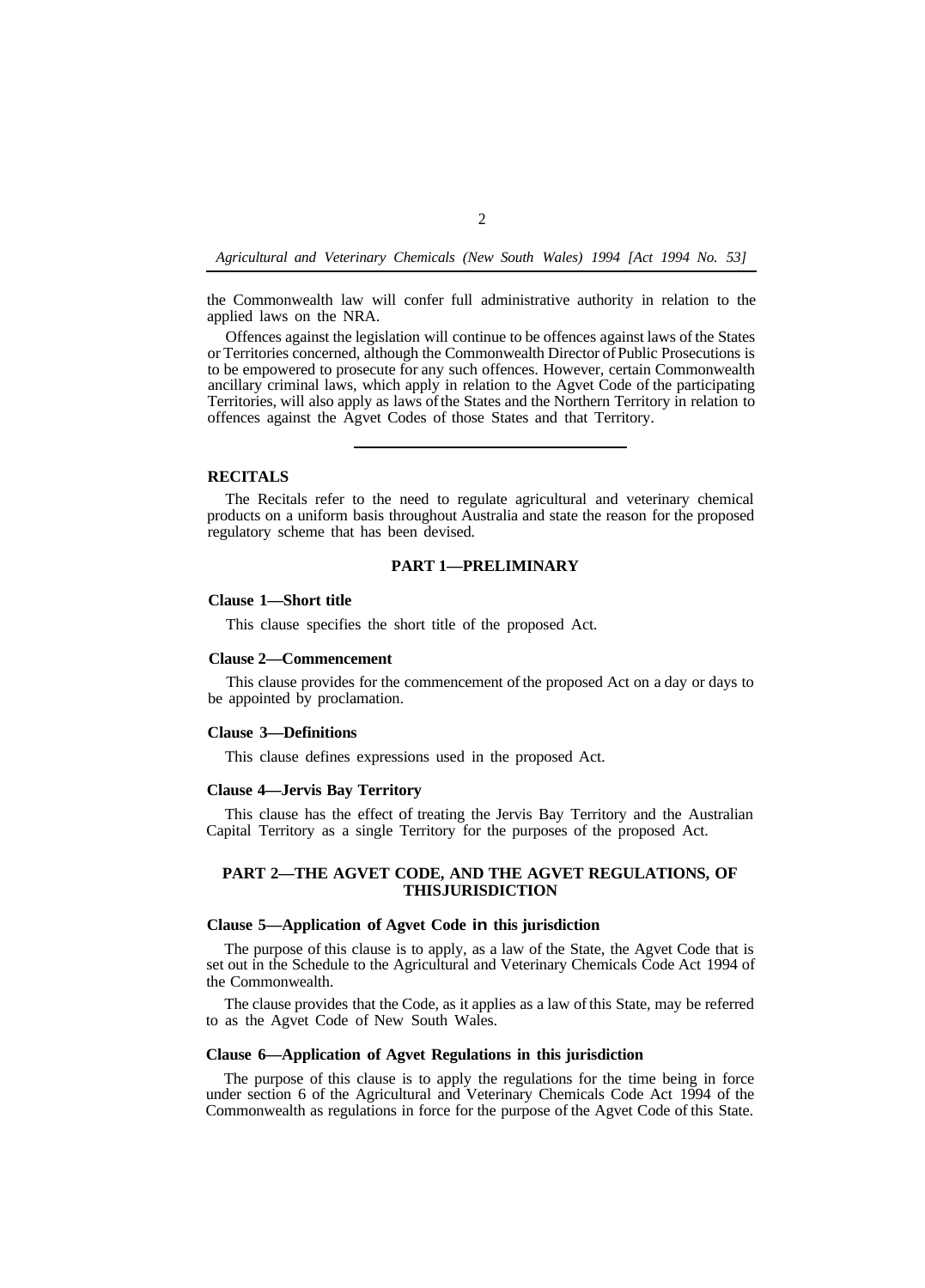the Commonwealth law will confer full administrative authority in relation to the applied laws on the NRA.

Offences against the legislation will continue to be offences against laws of the States or Territories concerned, although the Commonwealth Director of Public Prosecutions is to be empowered to prosecute for any such offences. However, certain Commonwealth ancillary criminal laws, which apply in relation to the Agvet Code of the participating Territories, will also apply as laws of the States and the Northern Territory in relation to offences against the Agvet Codes of those States and that Territory.

---

**RECITALS**

The Recitals refer to the need to regulate agricultural and veterinary chemical products on a uniform basis throughout Australia and state the reason for the proposed regulatory scheme that has been devised.

## PART 1—PRELIMINARY

**Clause 1—Short title**

This clause specifies the short title of the proposed Act.

**Clause 2—Commencement**

This clause provides for the commencement of the proposed Act on a day or days to be appointed by proclamation.

**Clause 3—Definitions**

This clause defines expressions used in the proposed Act.

**Clause 4—Jervis Bay Territory**

This clause has the effect of treating the Jervis Bay Territory and the Australian Capital Territory as a single Territory for the purposes of the proposed Act.

## PART 2—THE AGVET CODE, AND THE AGVET REGULATIONS, OF THISJURISDICTION

**Clause 5—Application of Agvet Code in this jurisdiction**

The purpose of this clause is to apply, as a law of the State, the Agvet Code that is set out in the Schedule to the Agricultural and Veterinary Chemicals Code Act 1994 of the Commonwealth.

The clause provides that the Code, as it applies as a law of this State, may be referred to as the Agvet Code of New South Wales.

**Clause 6—Application of Agvet Regulations in this jurisdiction**

The purpose of this clause is to apply the regulations for the time being in force under section 6 of the Agricultural and Veterinary Chemicals Code Act 1994 of the Commonwealth as regulations in force for the purpose of the Agvet Code of this State.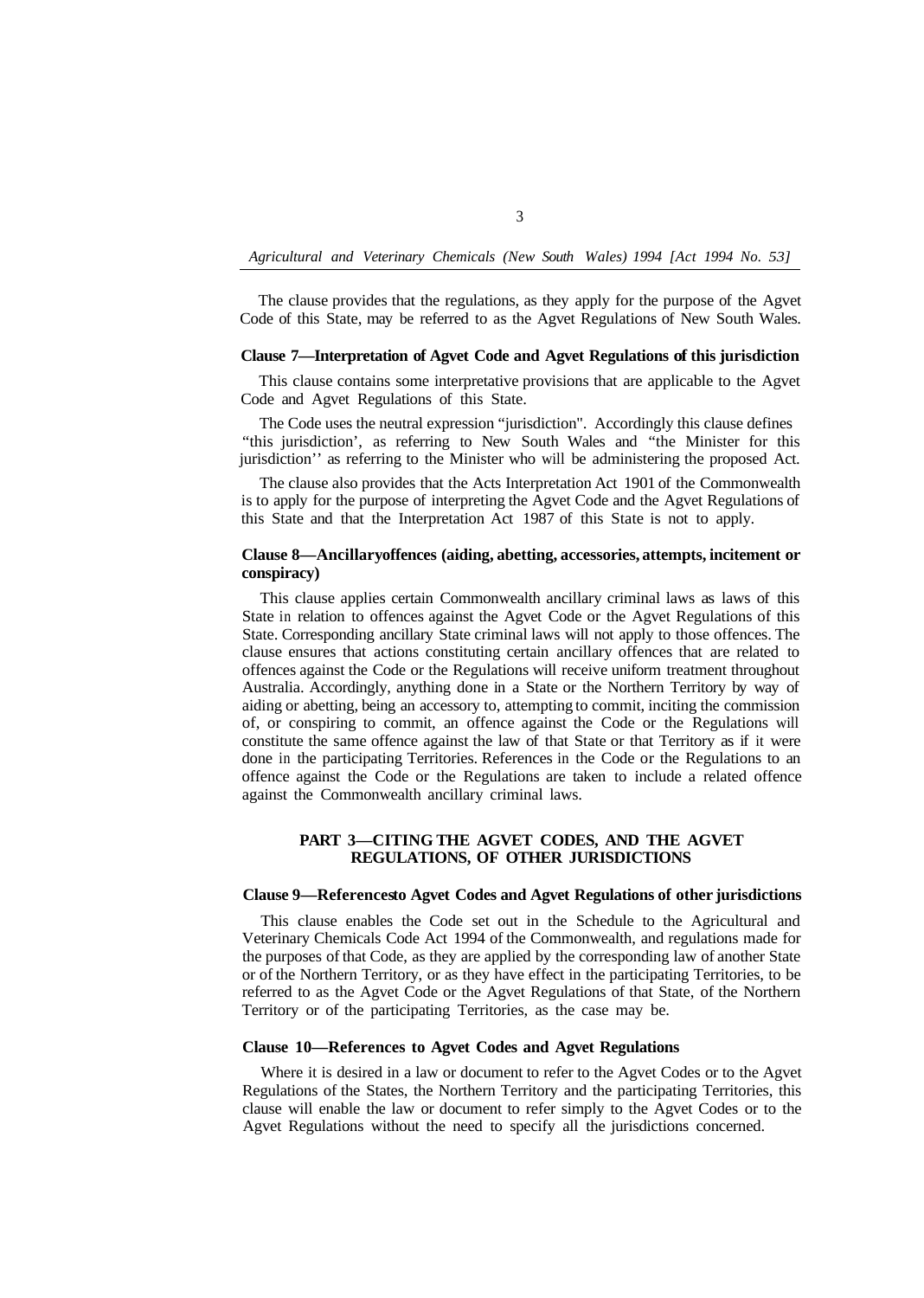The clause provides that the regulations, as they apply for the purpose of the Agvet Code of this State, may be referred to as the Agvet Regulations of New South Wales.

### Clause 7—Interpretation of Agvet Code and Agvet Regulations of this jurisdiction

This clause contains some interpretative provisions that are applicable to the Agvet Code and Agvet Regulations of this State.

The Code uses the neutral expression "jurisdiction". Accordingly this clause defines "this jurisdiction', as referring to New South Wales and "the Minister for this jurisdiction'' as referring to the Minister who will be administering the proposed Act.

The clause also provides that the Acts Interpretation Act 1901 of the Commonwealth is to apply for the purpose of interpreting the Agvet Code and the Agvet Regulations of this State and that the Interpretation Act 1987 of this State is not to apply.

### Clause 8—Ancillaryoffences (aiding, abetting, accessories, attempts, incitement or conspiracy)

This clause applies certain Commonwealth ancillary criminal laws as laws of this State in relation to offences against the Agvet Code or the Agvet Regulations of this State. Corresponding ancillary State criminal laws will not apply to those offences. The clause ensures that actions constituting certain ancillary offences that are related to offences against the Code or the Regulations will receive uniform treatment throughout Australia. Accordingly, anything done in a State or the Northern Territory by way of aiding or abetting, being an accessory to, attempting to commit, inciting the commission of, or conspiring to commit, an offence against the Code or the Regulations will constitute the same offence against the law of that State or that Territory as if it were done in the participating Territories. References in the Code or the Regulations to an offence against the Code or the Regulations are taken to include a related offence against the Commonwealth ancillary criminal laws.

## PART 3—CITING THE AGVET CODES, AND THE AGVET REGULATIONS, OF OTHER JURISDICTIONS

### Clause 9—Referencesto Agvet Codes and Agvet Regulations of other jurisdictions

This clause enables the Code set out in the Schedule to the Agricultural and Veterinary Chemicals Code Act 1994 of the Commonwealth, and regulations made for the purposes of that Code, as they are applied by the corresponding law of another State or of the Northern Territory, or as they have effect in the participating Territories, to be referred to as the Agvet Code or the Agvet Regulations of that State, of the Northern Territory or of the participating Territories, as the case may be.

### Clause 10—References to Agvet Codes and Agvet Regulations

Where it is desired in a law or document to refer to the Agvet Codes or to the Agvet Regulations of the States, the Northern Territory and the participating Territories, this clause will enable the law or document to refer simply to the Agvet Codes or to the Agvet Regulations without the need to specify all the jurisdictions concerned.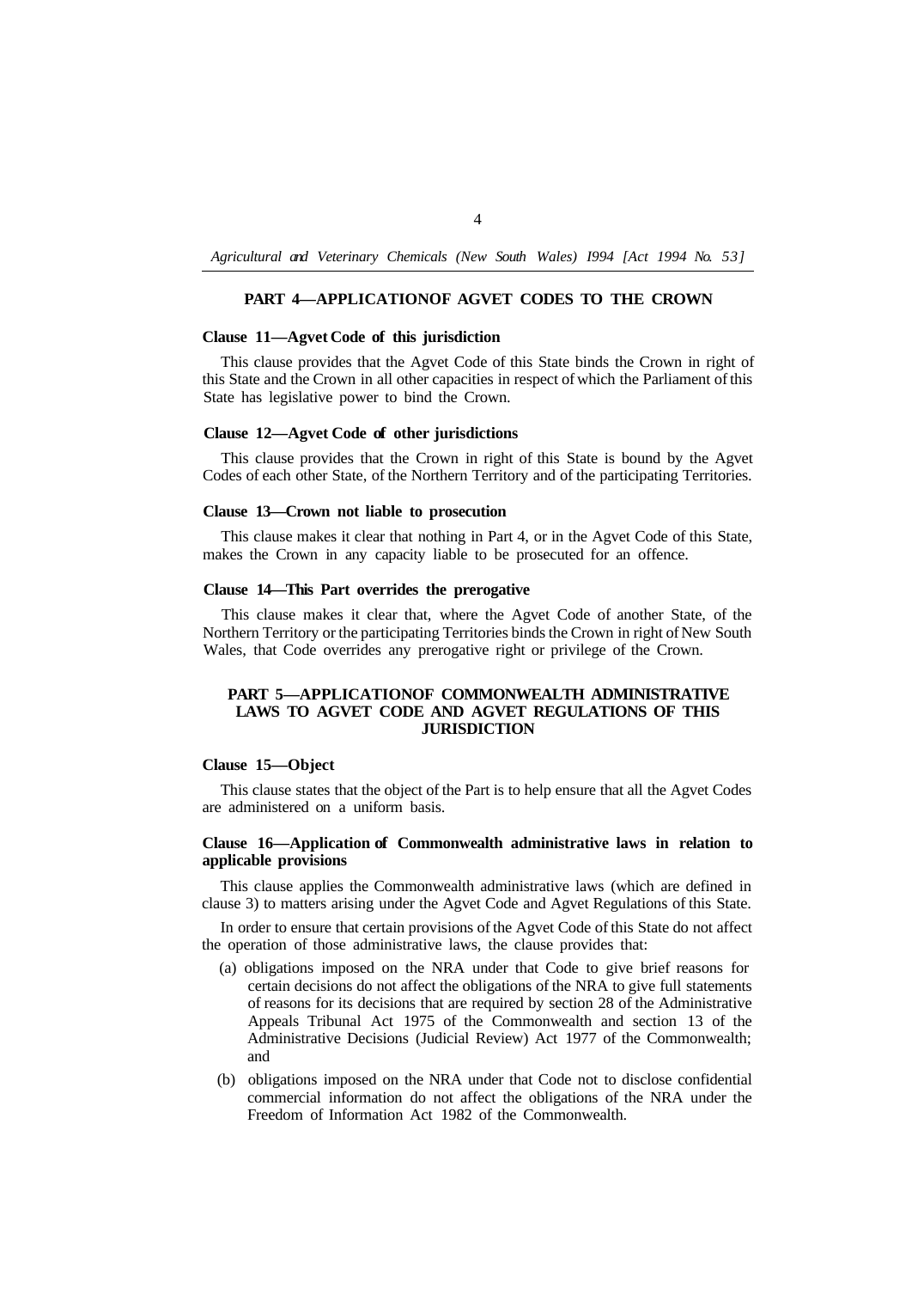## PART 4—APPLICATION OF AGVET CODES TO THE CROWN

**Clause 11—Agvet Code of this jurisdiction**

This clause provides that the Agvet Code of this State binds the Crown in right of this State and the Crown in all other capacities in respect of which the Parliament of this State has legislative power to bind the Crown.

**Clause 12—Agvet Code of other jurisdictions**

This clause provides that the Crown in right of this State is bound by the Agvet Codes of each other State, of the Northern Territory and of the participating Territories.

**Clause 13—Crown not liable to prosecution**

This clause makes it clear that nothing in Part 4, or in the Agvet Code of this State, makes the Crown in any capacity liable to be prosecuted for an offence.

**Clause 14—This Part overrides the prerogative**

This clause makes it clear that, where the Agvet Code of another State, of the Northern Territory or the participating Territories binds the Crown in right of New South Wales, that Code overrides any prerogative right or privilege of the Crown.

## PART 5—APPLICATION OF COMMONWEALTH ADMINISTRATIVE LAWS TO AGVET CODE AND AGVET REGULATIONS OF THIS JURISDICTION

**Clause 15—Object**

This clause states that the object of the Part is to help ensure that all the Agvet Codes are administered on a uniform basis.

**Clause 16—Application of Commonwealth administrative laws in relation to applicable provisions**

This clause applies the Commonwealth administrative laws (which are defined in clause 3) to matters arising under the Agvet Code and Agvet Regulations of this State.

In order to ensure that certain provisions of the Agvet Code of this State do not affect the operation of those administrative laws, the clause provides that:

(a) obligations imposed on the NRA under that Code to give brief reasons for certain decisions do not affect the obligations of the NRA to give full statements of reasons for its decisions that are required by section 28 of the Administrative Appeals Tribunal Act 1975 of the Commonwealth and section 13 of the Administrative Decisions (Judicial Review) Act 1977 of the Commonwealth; and

(b) obligations imposed on the NRA under that Code not to disclose confidential commercial information do not affect the obligations of the NRA under the Freedom of Information Act 1982 of the Commonwealth.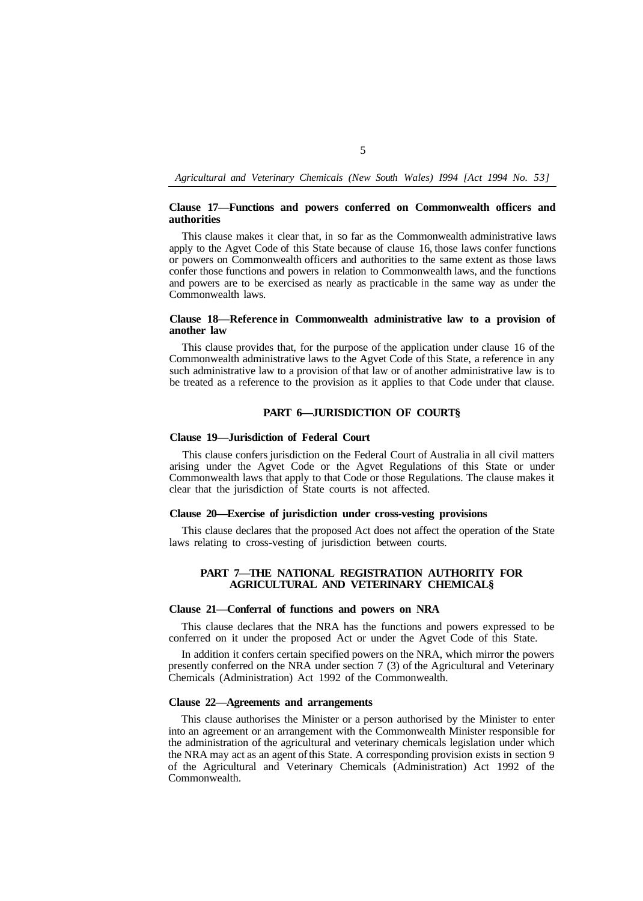**Clause 17—Functions and powers conferred on Commonwealth officers and authorities**

This clause makes it clear that, in so far as the Commonwealth administrative laws apply to the Agvet Code of this State because of clause 16, those laws confer functions or powers on Commonwealth officers and authorities to the same extent as those laws confer those functions and powers in relation to Commonwealth laws, and the functions and powers are to be exercised as nearly as practicable in the same way as under the Commonwealth laws.

**Clause 18—Reference in Commonwealth administrative law to a provision of another law**

This clause provides that, for the purpose of the application under clause 16 of the Commonwealth administrative laws to the Agvet Code of this State, a reference in any such administrative law to a provision of that law or of another administrative law is to be treated as a reference to the provision as it applies to that Code under that clause.

## PART 6—JURISDICTION OF COURTS

**Clause 19—Jurisdiction of Federal Court**

This clause confers jurisdiction on the Federal Court of Australia in all civil matters arising under the Agvet Code or the Agvet Regulations of this State or under Commonwealth laws that apply to that Code or those Regulations. The clause makes it clear that the jurisdiction of State courts is not affected.

**Clause 20—Exercise of jurisdiction under cross-vesting provisions**

This clause declares that the proposed Act does not affect the operation of the State laws relating to cross-vesting of jurisdiction between courts.

## PART 7—THE NATIONAL REGISTRATION AUTHORITY FOR AGRICULTURAL AND VETERINARY CHEMICALS

**Clause 21—Conferral of functions and powers on NRA**

This clause declares that the NRA has the functions and powers expressed to be conferred on it under the proposed Act or under the Agvet Code of this State.

In addition it confers certain specified powers on the NRA, which mirror the powers presently conferred on the NRA under section 7 (3) of the Agricultural and Veterinary Chemicals (Administration) Act 1992 of the Commonwealth.

**Clause 22—Agreements and arrangements**

This clause authorises the Minister or a person authorised by the Minister to enter into an agreement or an arrangement with the Commonwealth Minister responsible for the administration of the agricultural and veterinary chemicals legislation under which the NRA may act as an agent of this State. A corresponding provision exists in section 9 of the Agricultural and Veterinary Chemicals (Administration) Act 1992 of the Commonwealth.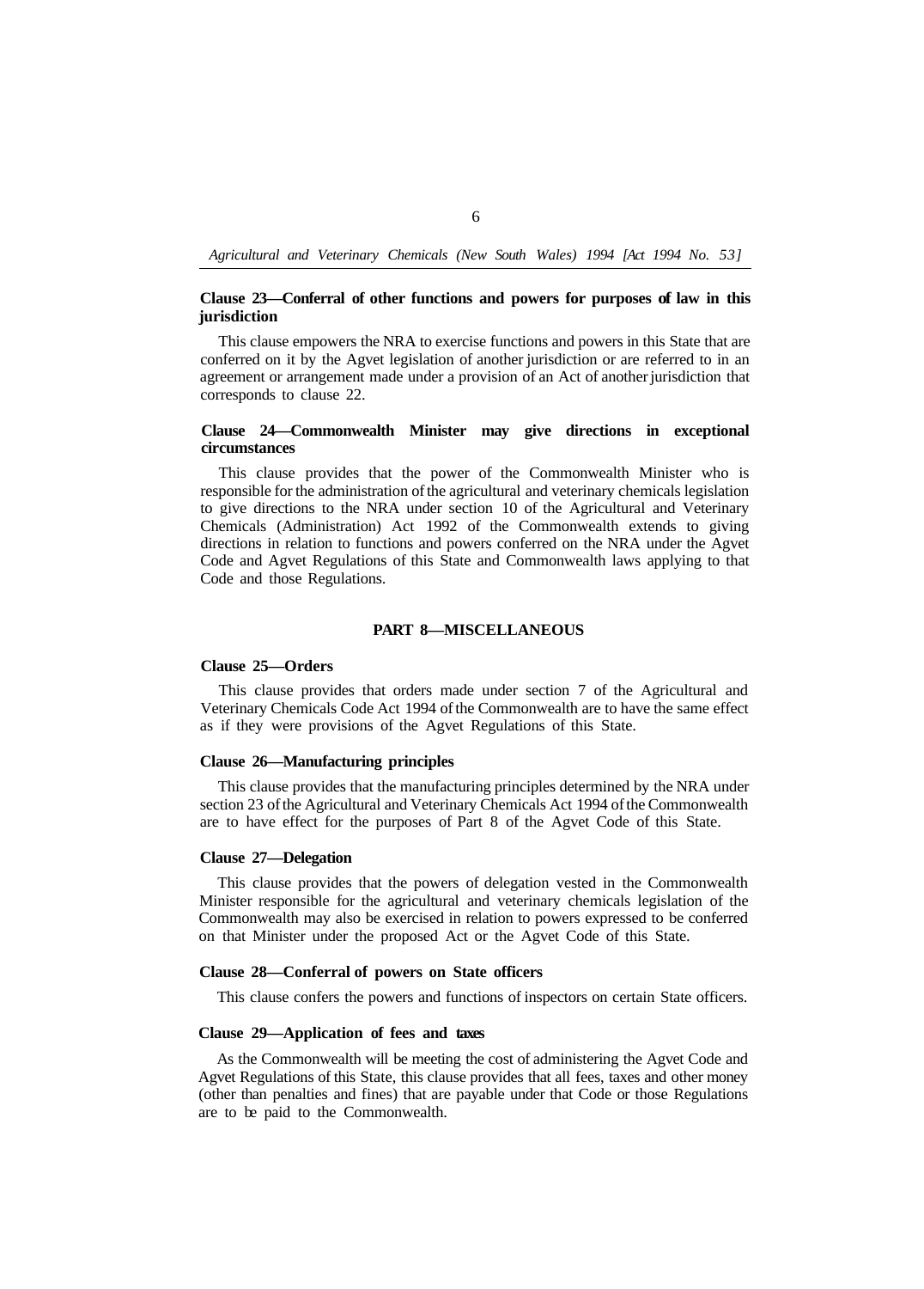**Clause 23—Conferral of other functions and powers for purposes of law in this jurisdiction**

This clause empowers the NRA to exercise functions and powers in this State that are conferred on it by the Agvet legislation of another jurisdiction or are referred to in an agreement or arrangement made under a provision of an Act of another jurisdiction that corresponds to clause 22.

**Clause 24—Commonwealth Minister may give directions in exceptional circumstances**

This clause provides that the power of the Commonwealth Minister who is responsible for the administration of the agricultural and veterinary chemicals legislation to give directions to the NRA under section 10 of the Agricultural and Veterinary Chemicals (Administration) Act 1992 of the Commonwealth extends to giving directions in relation to functions and powers conferred on the NRA under the Agvet Code and Agvet Regulations of this State and Commonwealth laws applying to that Code and those Regulations.

## PART 8—MISCELLANEOUS

**Clause 25—Orders**

This clause provides that orders made under section 7 of the Agricultural and Veterinary Chemicals Code Act 1994 of the Commonwealth are to have the same effect as if they were provisions of the Agvet Regulations of this State.

**Clause 26—Manufacturing principles**

This clause provides that the manufacturing principles determined by the NRA under section 23 of the Agricultural and Veterinary Chemicals Act 1994 of the Commonwealth are to have effect for the purposes of Part 8 of the Agvet Code of this State.

**Clause 27—Delegation**

This clause provides that the powers of delegation vested in the Commonwealth Minister responsible for the agricultural and veterinary chemicals legislation of the Commonwealth may also be exercised in relation to powers expressed to be conferred on that Minister under the proposed Act or the Agvet Code of this State.

**Clause 28—Conferral of powers on State officers**

This clause confers the powers and functions of inspectors on certain State officers.

**Clause 29—Application of fees and taxes**

As the Commonwealth will be meeting the cost of administering the Agvet Code and Agvet Regulations of this State, this clause provides that all fees, taxes and other money (other than penalties and fines) that are payable under that Code or those Regulations are to be paid to the Commonwealth.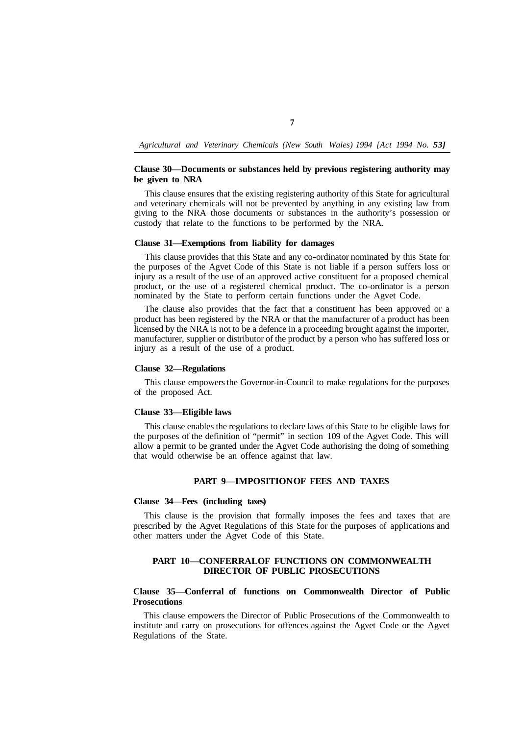**Clause 30—Documents or substances held by previous registering authority may be given to NRA**

This clause ensures that the existing registering authority of this State for agricultural and veterinary chemicals will not be prevented by anything in any existing law from giving to the NRA those documents or substances in the authority's possession or custody that relate to the functions to be performed by the NRA.

**Clause 31—Exemptions from liability for damages**

This clause provides that this State and any co-ordinator nominated by this State for the purposes of the Agvet Code of this State is not liable if a person suffers loss or injury as a result of the use of an approved active constituent for a proposed chemical product, or the use of a registered chemical product. The co-ordinator is a person nominated by the State to perform certain functions under the Agvet Code.

The clause also provides that the fact that a constituent has been approved or a product has been registered by the NRA or that the manufacturer of a product has been licensed by the NRA is not to be a defence in a proceeding brought against the importer, manufacturer, supplier or distributor of the product by a person who has suffered loss or injury as a result of the use of a product.

**Clause 32—Regulations**

This clause empowers the Governor-in-Council to make regulations for the purposes of the proposed Act.

**Clause 33—Eligible laws**

This clause enables the regulations to declare laws of this State to be eligible laws for the purposes of the definition of "permit" in section 109 of the Agvet Code. This will allow a permit to be granted under the Agvet Code authorising the doing of something that would otherwise be an offence against that law.

## PART 9—IMPOSITION OF FEES AND TAXES

**Clause 34—Fees (including taxes)**

This clause is the provision that formally imposes the fees and taxes that are prescribed by the Agvet Regulations of this State for the purposes of applications and other matters under the Agvet Code of this State.

## PART 10—CONFERRAL OF FUNCTIONS ON COMMONWEALTH DIRECTOR OF PUBLIC PROSECUTIONS

**Clause 35—Conferral of functions on Commonwealth Director of Public Prosecutions**

This clause empowers the Director of Public Prosecutions of the Commonwealth to institute and carry on prosecutions for offences against the Agvet Code or the Agvet Regulations of the State.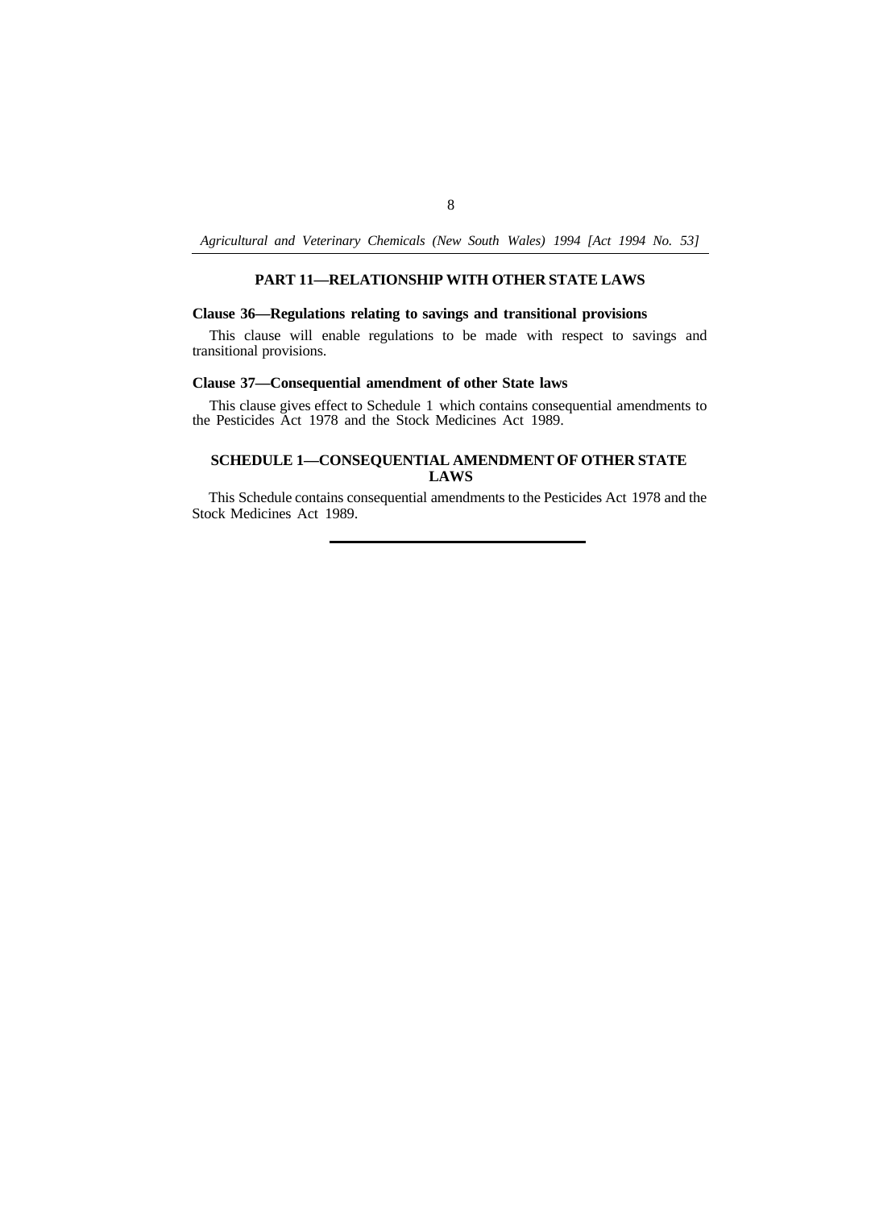## PART 11—RELATIONSHIP WITH OTHER STATE LAWS

**Clause 36—Regulations relating to savings and transitional provisions**

This clause will enable regulations to be made with respect to savings and transitional provisions.

**Clause 37—Consequential amendment of other State laws**

This clause gives effect to Schedule 1 which contains consequential amendments to the Pesticides Act 1978 and the Stock Medicines Act 1989.

## SCHEDULE 1—CONSEQUENTIAL AMENDMENT OF OTHER STATE LAWS

This Schedule contains consequential amendments to the Pesticides Act 1978 and the Stock Medicines Act 1989.